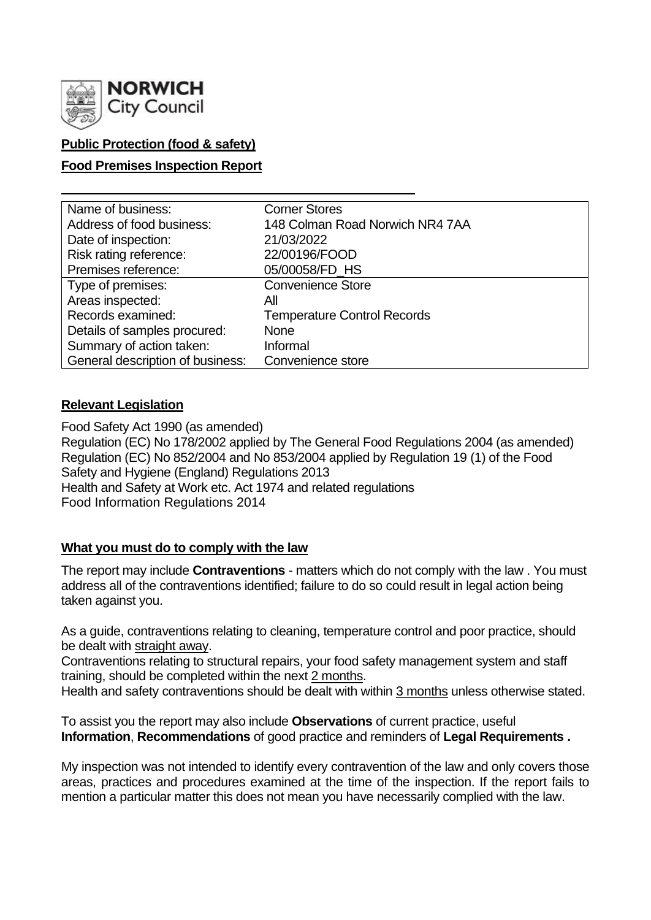**NORWICH City Council**

**Public Protection (food & safety)**

**Food Premises Inspection Report**

| Name of business: | Corner Stores |
| --- | --- |
| Address of food business: | 148 Colman Road Norwich NR4 7AA |
| Date of inspection: | 21/03/2022 |
| Risk rating reference: | 22/00196/FOOD |
| Premises reference: | 05/00058/FD_HS |
| Type of premises: | Convenience Store |
| Areas inspected: | All |
| Records examined: | Temperature Control Records |
| Details of samples procured: | None |
| Summary of action taken: | Informal |
| General description of business: | Convenience store |

## Relevant Legislation

Food Safety Act 1990 (as amended)
Regulation (EC) No 178/2002 applied by The General Food Regulations 2004 (as amended)
Regulation (EC) No 852/2004 and No 853/2004 applied by Regulation 19 (1) of the Food Safety and Hygiene (England) Regulations 2013
Health and Safety at Work etc. Act 1974 and related regulations
Food Information Regulations 2014

## What you must do to comply with the law

The report may include **Contraventions** - matters which do not comply with the law . You must address all of the contraventions identified; failure to do so could result in legal action being taken against you.

As a guide, contraventions relating to cleaning, temperature control and poor practice, should be dealt with straight away.
Contraventions relating to structural repairs, your food safety management system and staff training, should be completed within the next 2 months.
Health and safety contraventions should be dealt with within 3 months unless otherwise stated.

To assist you the report may also include **Observations** of current practice, useful **Information**, **Recommendations** of good practice and reminders of **Legal Requirements .**

My inspection was not intended to identify every contravention of the law and only covers those areas, practices and procedures examined at the time of the inspection. If the report fails to mention a particular matter this does not mean you have necessarily complied with the law.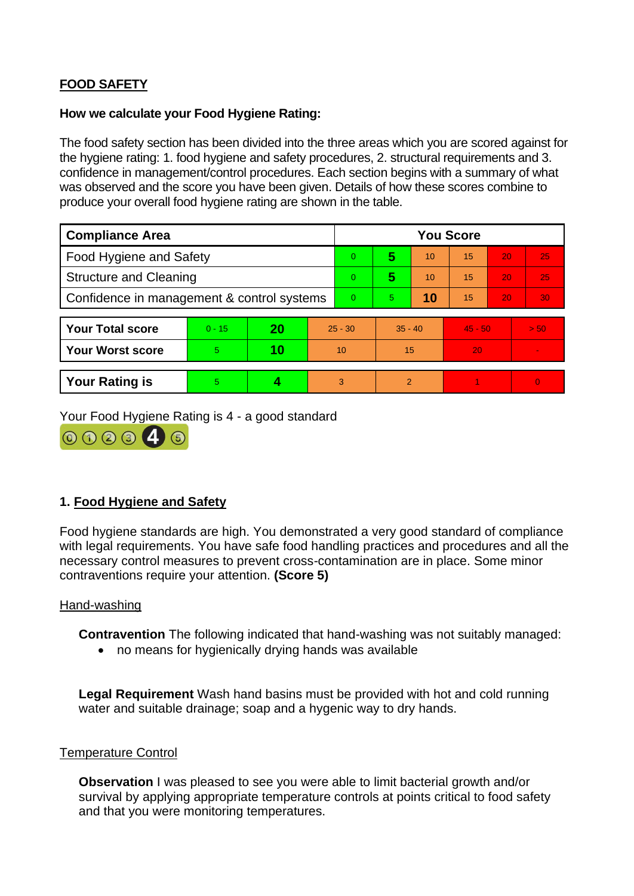## FOOD SAFETY

**How we calculate your Food Hygiene Rating:**

The food safety section has been divided into the three areas which you are scored against for the hygiene rating: 1. food hygiene and safety procedures, 2. structural requirements and 3. confidence in management/control procedures. Each section begins with a summary of what was observed and the score you have been given. Details of how these scores combine to produce your overall food hygiene rating are shown in the table.

| Compliance Area | You Score | | | | | |
|---|---|---|---|---|---|---|
| Food Hygiene and Safety | 0 | **5** | 10 | 15 | 20 | 25 |
| Structure and Cleaning | 0 | **5** | 10 | 15 | 20 | 25 |
| Confidence in management & control systems | 0 | 5 | **10** | 15 | 20 | 30 |

| | | | | | | |
|---|---|---|---|---|---|---|
| **Your Total score** | 0 - 15 | **20** | 25 - 30 | 35 - 40 | 45 - 50 | > 50 |
| **Your Worst score** | 5 | **10** | 10 | 15 | 20 | - |

| | | | | | | |
|---|---|---|---|---|---|---|
| **Your Rating is** | 5 | **4** | 3 | 2 | 1 | 0 |

Your Food Hygiene Rating is 4 - a good standard

### 1. Food Hygiene and Safety

Food hygiene standards are high. You demonstrated a very good standard of compliance with legal requirements. You have safe food handling practices and procedures and all the necessary control measures to prevent cross-contamination are in place. Some minor contraventions require your attention. **(Score 5)**

Hand-washing

**Contravention** The following indicated that hand-washing was not suitably managed:

- no means for hygienically drying hands was available

**Legal Requirement** Wash hand basins must be provided with hot and cold running water and suitable drainage; soap and a hygenic way to dry hands.

Temperature Control

**Observation** I was pleased to see you were able to limit bacterial growth and/or survival by applying appropriate temperature controls at points critical to food safety and that you were monitoring temperatures.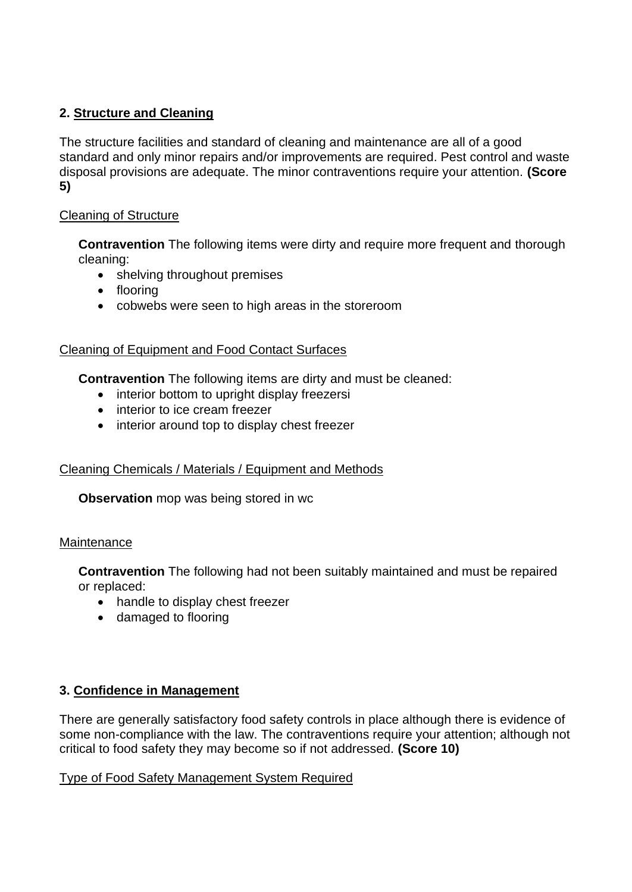## 2. Structure and Cleaning

The structure facilities and standard of cleaning and maintenance are all of a good standard and only minor repairs and/or improvements are required. Pest control and waste disposal provisions are adequate. The minor contraventions require your attention. **(Score 5)**

Cleaning of Structure

**Contravention** The following items were dirty and require more frequent and thorough cleaning:

- shelving throughout premises
- flooring
- cobwebs were seen to high areas in the storeroom

Cleaning of Equipment and Food Contact Surfaces

**Contravention** The following items are dirty and must be cleaned:

- interior bottom to upright display freezersi
- interior to ice cream freezer
- interior around top to display chest freezer

Cleaning Chemicals / Materials / Equipment and Methods

**Observation** mop was being stored in wc

Maintenance

**Contravention** The following had not been suitably maintained and must be repaired or replaced:

- handle to display chest freezer
- damaged to flooring

## 3. Confidence in Management

There are generally satisfactory food safety controls in place although there is evidence of some non-compliance with the law. The contraventions require your attention; although not critical to food safety they may become so if not addressed. **(Score 10)**

Type of Food Safety Management System Required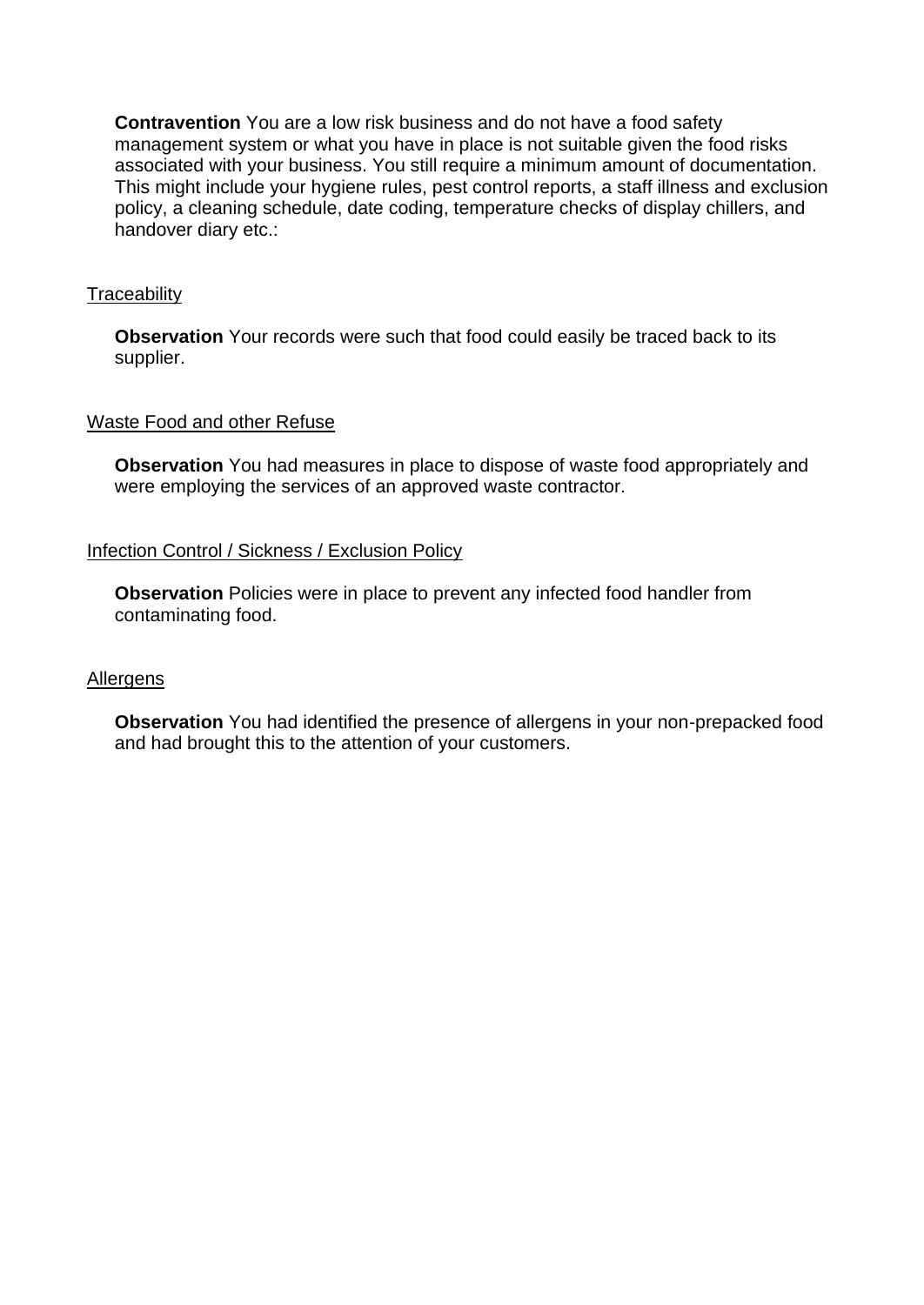**Contravention** You are a low risk business and do not have a food safety management system or what you have in place is not suitable given the food risks associated with your business. You still require a minimum amount of documentation. This might include your hygiene rules, pest control reports, a staff illness and exclusion policy, a cleaning schedule, date coding, temperature checks of display chillers, and handover diary etc.:

<u>Traceability</u>

**Observation** Your records were such that food could easily be traced back to its supplier.

<u>Waste Food and other Refuse</u>

**Observation** You had measures in place to dispose of waste food appropriately and were employing the services of an approved waste contractor.

<u>Infection Control / Sickness / Exclusion Policy</u>

**Observation** Policies were in place to prevent any infected food handler from contaminating food.

<u>Allergens</u>

**Observation** You had identified the presence of allergens in your non-prepacked food and had brought this to the attention of your customers.